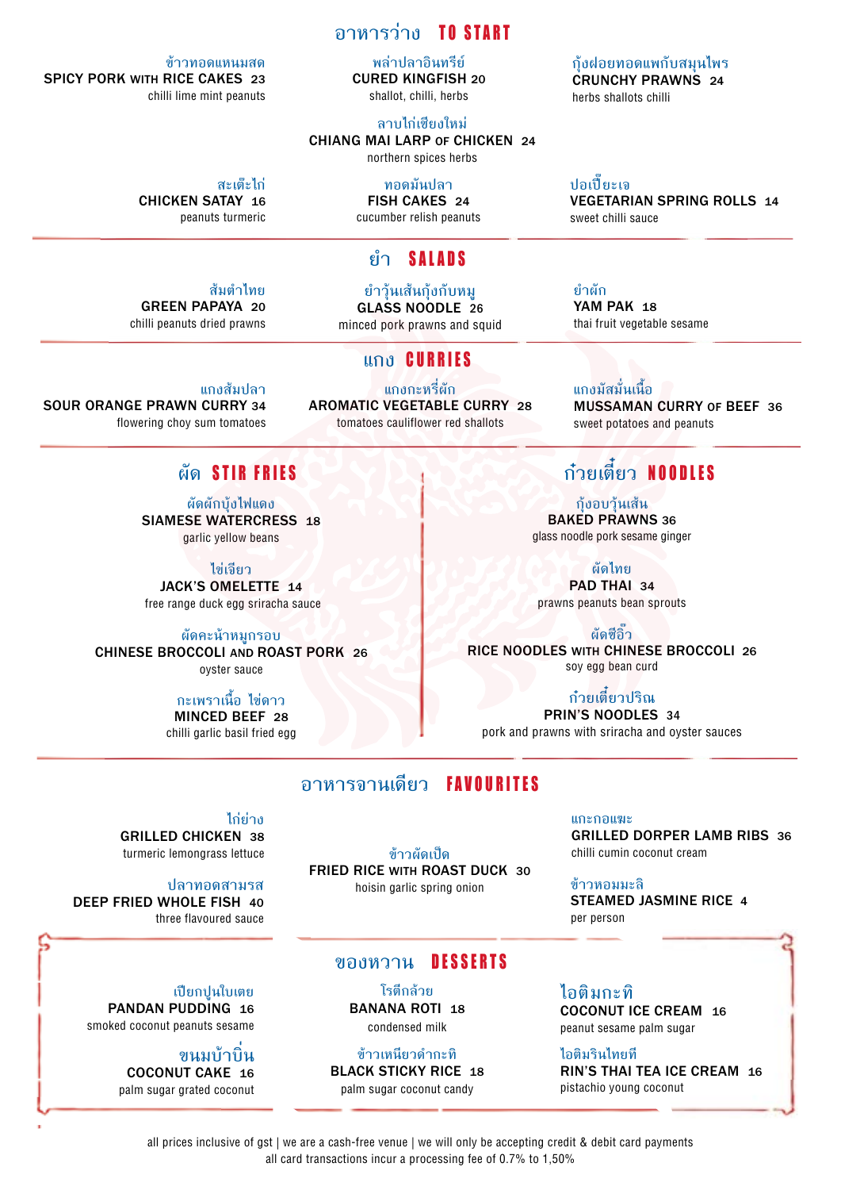## อาหารว่าง TO START

ข้าวทอดแหนมสด
**SPICY PORK WITH RICE CAKES** 23
chilli lime mint peanuts

พล่าปลาอินทรีย์
**CURED KINGFISH** 20
shallot, chilli, herbs

กุ้งฝอยทอดแพกับสมุนไพร
**CRUNCHY PRAWNS** 24
herbs shallots chilli

ลาบไก่เชียงใหม่
**CHIANG MAI LARP OF CHICKEN** 24
northern spices herbs

สะเต๊ะไก่
**CHICKEN SATAY** 16
peanuts turmeric

ทอดมันปลา
**FISH CAKES** 24
cucumber relish peanuts

ปอเปี๊ยะเจ
**VEGETARIAN SPRING ROLLS** 14
sweet chilli sauce

## ยำ SALADS

ส้มตำไทย
**GREEN PAPAYA** 20
chilli peanuts dried prawns

ยำวุ้นเส้นกุ้งกับหมู
**GLASS NOODLE** 26
minced pork prawns and squid

ยำผัก
**YAM PAK** 18
thai fruit vegetable sesame

## แกง CURRIES

แกงส้มปลา
**SOUR ORANGE PRAWN CURRY** 34
flowering choy sum tomatoes

แกงกะหรี่ผัก
**AROMATIC VEGETABLE CURRY** 28
tomatoes cauliflower red shallots

แกงมัสมั่นเนื้อ
**MUSSAMAN CURRY OF BEEF** 36
sweet potatoes and peanuts

## ผัด STIR FRIES

ผัดผักบุ้งไฟแดง
**SIAMESE WATERCRESS** 18
garlic yellow beans

ไข่เจียว
**JACK'S OMELETTE** 14
free range duck egg sriracha sauce

ผัดคะน้าหมูกรอบ
**CHINESE BROCCOLI AND ROAST PORK** 26
oyster sauce

กะเพราเนื้อ ไข่ดาว
**MINCED BEEF** 28
chilli garlic basil fried egg

## ก๋วยเตี๋ยว NOODLES

กุ้งอบวุ้นเส้น
**BAKED PRAWNS** 36
glass noodle pork sesame ginger

ผัดไทย
**PAD THAI** 34
prawns peanuts bean sprouts

ผัดซีอิ๊ว
**RICE NOODLES WITH CHINESE BROCCOLI** 26
soy egg bean curd

ก๋วยเตี๋ยวปริญ
**PRIN'S NOODLES** 34
pork and prawns with sriracha and oyster sauces

## อาหารจานเดียว FAVOURITES

ไก่ย่าง
**GRILLED CHICKEN** 38
turmeric lemongrass lettuce

ปลาทอดสามรส
**DEEP FRIED WHOLE FISH** 40
three flavoured sauce

ข้าวผัดเป็ด
**FRIED RICE WITH ROAST DUCK** 30
hoisin garlic spring onion

แกะกอแฆะ
**GRILLED DORPER LAMB RIBS** 36
chilli cumin coconut cream

ข้าวหอมมะลิ
**STEAMED JASMINE RICE** 4
per person

## ของหวาน DESSERTS

เปียกปูนใบเตย
**PANDAN PUDDING** 16
smoked coconut peanuts sesame

ขนมบ้าบิ่น
**COCONUT CAKE** 16
palm sugar grated coconut

โรตีกล้วย
**BANANA ROTI** 18
condensed milk

ข้าวเหนียวดำกะทิ
**BLACK STICKY RICE** 18
palm sugar coconut candy

ไอติมกะทิ
**COCONUT ICE CREAM** 16
peanut sesame palm sugar

ไอติมรินไทยที
**RIN'S THAI TEA ICE CREAM** 16
pistachio young coconut

all prices inclusive of gst | we are a cash-free venue | we will only be accepting credit & debit card payments
all card transactions incur a processing fee of 0.7% to 1,50%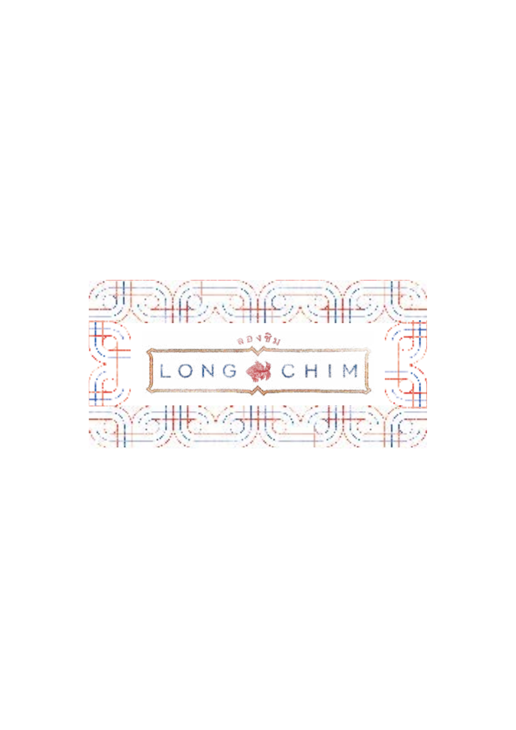ลองชิม

LONG CHIM